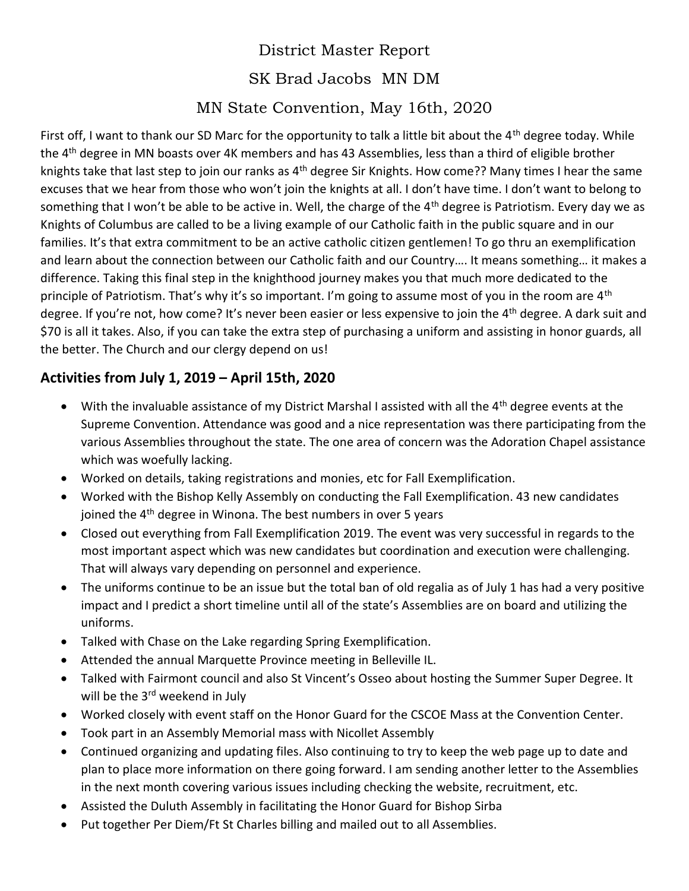# District Master Report

## SK Brad Jacobs MN DM

## MN State Convention, May 16th, 2020

First off, I want to thank our SD Marc for the opportunity to talk a little bit about the 4th degree today. While the 4th degree in MN boasts over 4K members and has 43 Assemblies, less than a third of eligible brother knights take that last step to join our ranks as 4th degree Sir Knights. How come?? Many times I hear the same excuses that we hear from those who won't join the knights at all. I don't have time. I don't want to belong to something that I won't be able to be active in. Well, the charge of the 4th degree is Patriotism. Every day we as Knights of Columbus are called to be a living example of our Catholic faith in the public square and in our families. It's that extra commitment to be an active catholic citizen gentlemen! To go thru an exemplification and learn about the connection between our Catholic faith and our Country…. It means something… it makes a difference. Taking this final step in the knighthood journey makes you that much more dedicated to the principle of Patriotism. That's why it's so important. I'm going to assume most of you in the room are 4th degree. If you're not, how come? It's never been easier or less expensive to join the 4th degree. A dark suit and $70 is all it takes. Also, if you can take the extra step of purchasing a uniform and assisting in honor guards, all the better. The Church and our clergy depend on us!

### Activities from July 1, 2019 – April 15th, 2020

- With the invaluable assistance of my District Marshal I assisted with all the 4th degree events at the Supreme Convention. Attendance was good and a nice representation was there participating from the various Assemblies throughout the state. The one area of concern was the Adoration Chapel assistance which was woefully lacking.
- Worked on details, taking registrations and monies, etc for Fall Exemplification.
- Worked with the Bishop Kelly Assembly on conducting the Fall Exemplification. 43 new candidates joined the 4th degree in Winona. The best numbers in over 5 years
- Closed out everything from Fall Exemplification 2019. The event was very successful in regards to the most important aspect which was new candidates but coordination and execution were challenging. That will always vary depending on personnel and experience.
- The uniforms continue to be an issue but the total ban of old regalia as of July 1 has had a very positive impact and I predict a short timeline until all of the state's Assemblies are on board and utilizing the uniforms.
- Talked with Chase on the Lake regarding Spring Exemplification.
- Attended the annual Marquette Province meeting in Belleville IL.
- Talked with Fairmont council and also St Vincent's Osseo about hosting the Summer Super Degree. It will be the 3rd weekend in July
- Worked closely with event staff on the Honor Guard for the CSCOE Mass at the Convention Center.
- Took part in an Assembly Memorial mass with Nicollet Assembly
- Continued organizing and updating files. Also continuing to try to keep the web page up to date and plan to place more information on there going forward. I am sending another letter to the Assemblies in the next month covering various issues including checking the website, recruitment, etc.
- Assisted the Duluth Assembly in facilitating the Honor Guard for Bishop Sirba
- Put together Per Diem/Ft St Charles billing and mailed out to all Assemblies.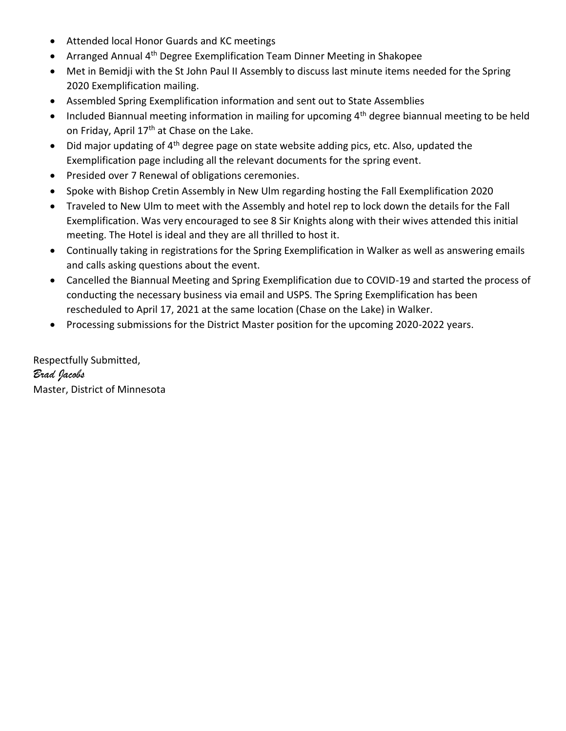- Attended local Honor Guards and KC meetings
- Arranged Annual 4th Degree Exemplification Team Dinner Meeting in Shakopee
- Met in Bemidji with the St John Paul II Assembly to discuss last minute items needed for the Spring 2020 Exemplification mailing.
- Assembled Spring Exemplification information and sent out to State Assemblies
- Included Biannual meeting information in mailing for upcoming 4th degree biannual meeting to be held on Friday, April 17th at Chase on the Lake.
- Did major updating of 4th degree page on state website adding pics, etc. Also, updated the Exemplification page including all the relevant documents for the spring event.
- Presided over 7 Renewal of obligations ceremonies.
- Spoke with Bishop Cretin Assembly in New Ulm regarding hosting the Fall Exemplification 2020
- Traveled to New Ulm to meet with the Assembly and hotel rep to lock down the details for the Fall Exemplification. Was very encouraged to see 8 Sir Knights along with their wives attended this initial meeting. The Hotel is ideal and they are all thrilled to host it.
- Continually taking in registrations for the Spring Exemplification in Walker as well as answering emails and calls asking questions about the event.
- Cancelled the Biannual Meeting and Spring Exemplification due to COVID-19 and started the process of conducting the necessary business via email and USPS. The Spring Exemplification has been rescheduled to April 17, 2021 at the same location (Chase on the Lake) in Walker.
- Processing submissions for the District Master position for the upcoming 2020-2022 years.

Respectfully Submitted,
*Brad Jacobs*
Master, District of Minnesota